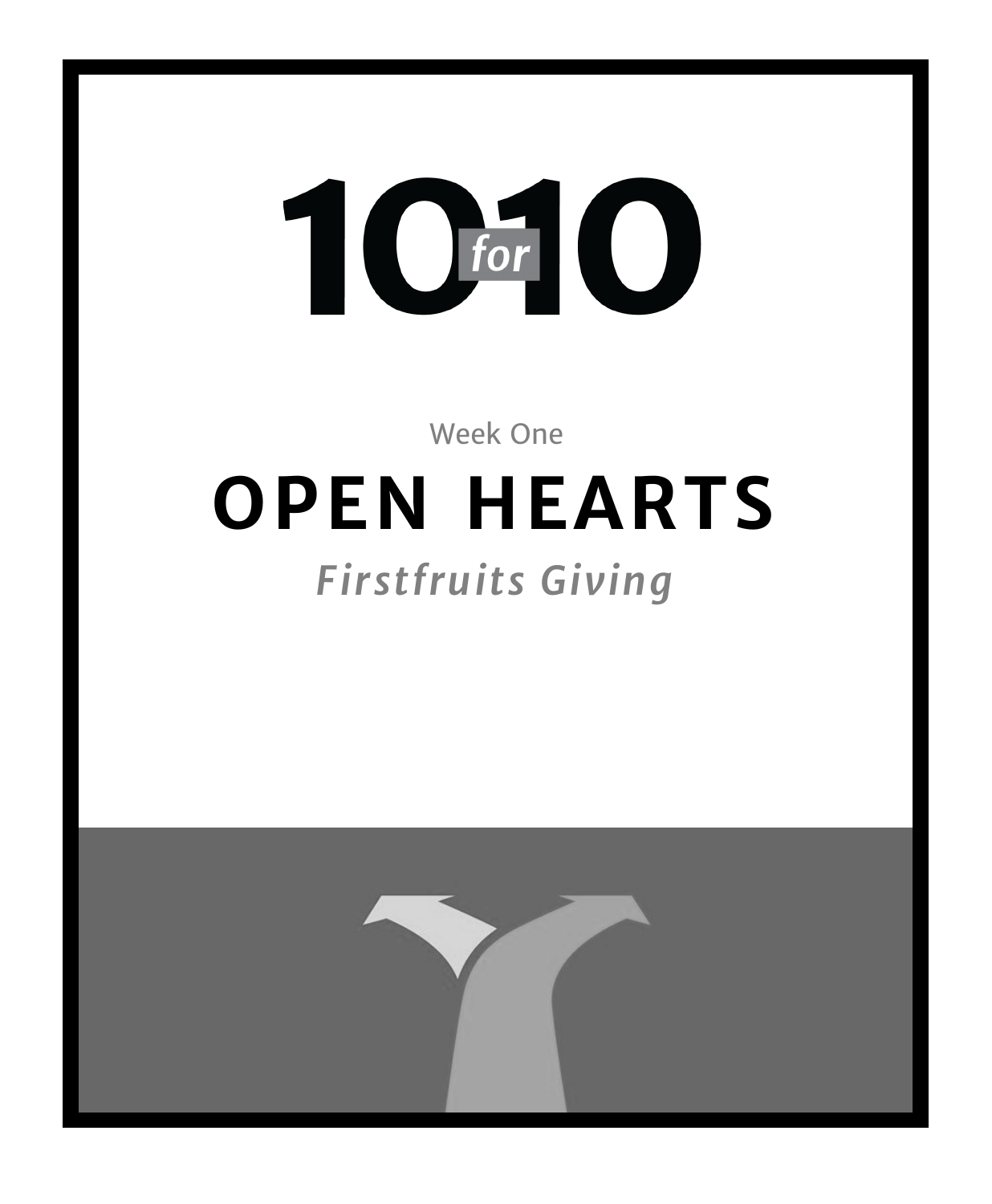# 10 for 10

Week One

## OPEN HEARTS

### *Firstfruits Giving*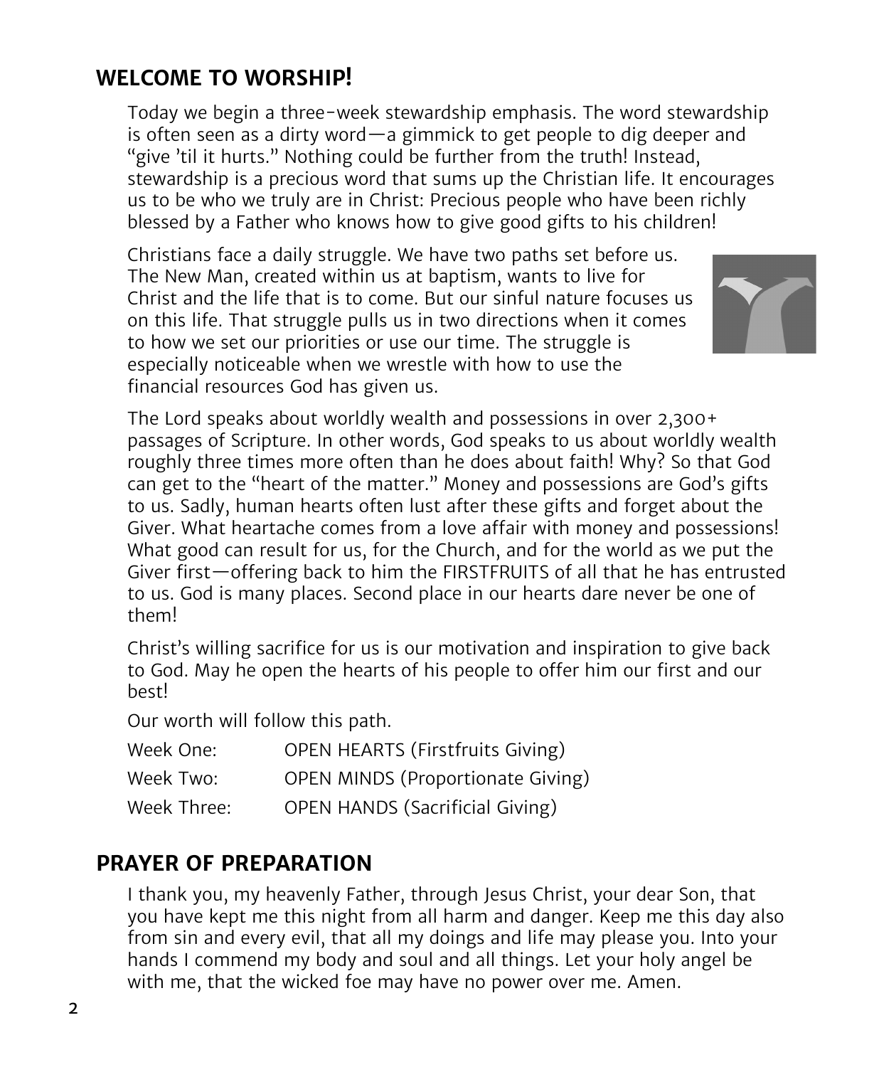## WELCOME TO WORSHIP!

Today we begin a three-week stewardship emphasis. The word stewardship is often seen as a dirty word—a gimmick to get people to dig deeper and "give 'til it hurts." Nothing could be further from the truth! Instead, stewardship is a precious word that sums up the Christian life. It encourages us to be who we truly are in Christ: Precious people who have been richly blessed by a Father who knows how to give good gifts to his children!

Christians face a daily struggle. We have two paths set before us. The New Man, created within us at baptism, wants to live for Christ and the life that is to come. But our sinful nature focuses us on this life. That struggle pulls us in two directions when it comes to how we set our priorities or use our time. The struggle is especially noticeable when we wrestle with how to use the financial resources God has given us.

The Lord speaks about worldly wealth and possessions in over 2,300+ passages of Scripture. In other words, God speaks to us about worldly wealth roughly three times more often than he does about faith! Why? So that God can get to the "heart of the matter." Money and possessions are God's gifts to us. Sadly, human hearts often lust after these gifts and forget about the Giver. What heartache comes from a love affair with money and possessions! What good can result for us, for the Church, and for the world as we put the Giver first—offering back to him the FIRSTFRUITS of all that he has entrusted to us. God is many places. Second place in our hearts dare never be one of them!

Christ's willing sacrifice for us is our motivation and inspiration to give back to God. May he open the hearts of his people to offer him our first and our best!

Our worth will follow this path.

| | |
|---|---|
| Week One: | OPEN HEARTS (Firstfruits Giving) |
| Week Two: | OPEN MINDS (Proportionate Giving) |
| Week Three: | OPEN HANDS (Sacrificial Giving) |

## PRAYER OF PREPARATION

I thank you, my heavenly Father, through Jesus Christ, your dear Son, that you have kept me this night from all harm and danger. Keep me this day also from sin and every evil, that all my doings and life may please you. Into your hands I commend my body and soul and all things. Let your holy angel be with me, that the wicked foe may have no power over me. Amen.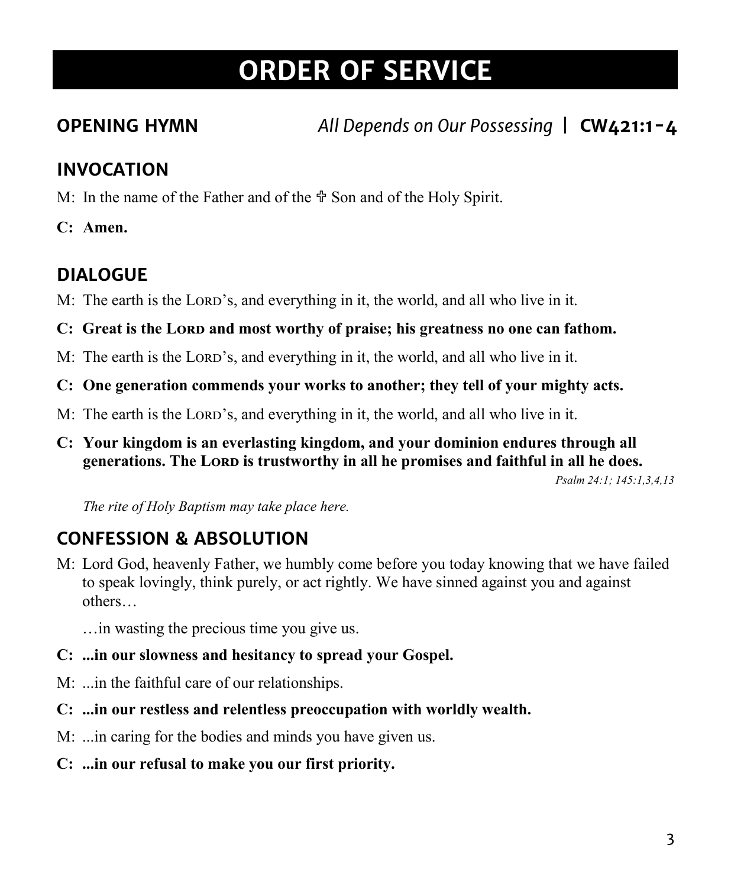# ORDER OF SERVICE

## OPENING HYMN *All Depends on Our Possessing* | CW421:1-4

## INVOCATION

M: In the name of the Father and of the ✞ Son and of the Holy Spirit.

**C: Amen.**

## DIALOGUE

M: The earth is the LORD's, and everything in it, the world, and all who live in it.

**C: Great is the LORD and most worthy of praise; his greatness no one can fathom.**

M: The earth is the LORD's, and everything in it, the world, and all who live in it.

**C: One generation commends your works to another; they tell of your mighty acts.**

M: The earth is the LORD's, and everything in it, the world, and all who live in it.

**C: Your kingdom is an everlasting kingdom, and your dominion endures through all generations. The LORD is trustworthy in all he promises and faithful in all he does.**

*Psalm 24:1; 145:1,3,4,13*

*The rite of Holy Baptism may take place here.*

## CONFESSION & ABSOLUTION

M: Lord God, heavenly Father, we humbly come before you today knowing that we have failed to speak lovingly, think purely, or act rightly. We have sinned against you and against others…

…in wasting the precious time you give us.

**C: ...in our slowness and hesitancy to spread your Gospel.**

M: ...in the faithful care of our relationships.

**C: ...in our restless and relentless preoccupation with worldly wealth.**

M: ...in caring for the bodies and minds you have given us.

**C: ...in our refusal to make you our first priority.**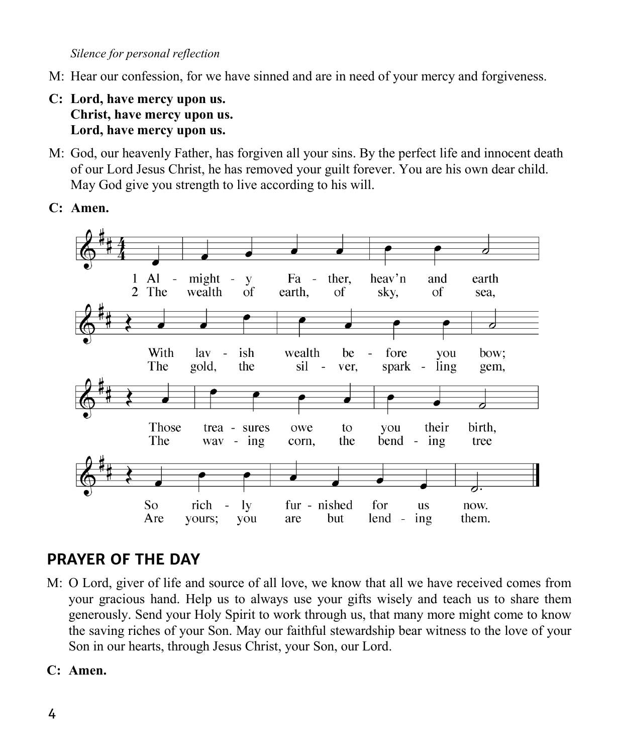*Silence for personal reflection*

M: Hear our confession, for we have sinned and are in need of your mercy and forgiveness.

**C: Lord, have mercy upon us.**
**Christ, have mercy upon us.**
**Lord, have mercy upon us.**

M: God, our heavenly Father, has forgiven all your sins. By the perfect life and innocent death of our Lord Jesus Christ, he has removed your guilt forever. You are his own dear child. May God give you strength to live according to his will.

**C: Amen.**

1 Almighty Father, heav'n and earth
With lavish wealth before you bow;
Those treasures owe to you their birth,
So richly furnished for us now.

2 The wealth of earth, of sky, of sea,
The gold, the silver, sparkling gem,
The waving corn, the bending tree
Are yours; you are but lending them.

## PRAYER OF THE DAY

M: O Lord, giver of life and source of all love, we know that all we have received comes from your gracious hand. Help us to always use your gifts wisely and teach us to share them generously. Send your Holy Spirit to work through us, that many more might come to know the saving riches of your Son. May our faithful stewardship bear witness to the love of your Son in our hearts, through Jesus Christ, your Son, our Lord.

**C: Amen.**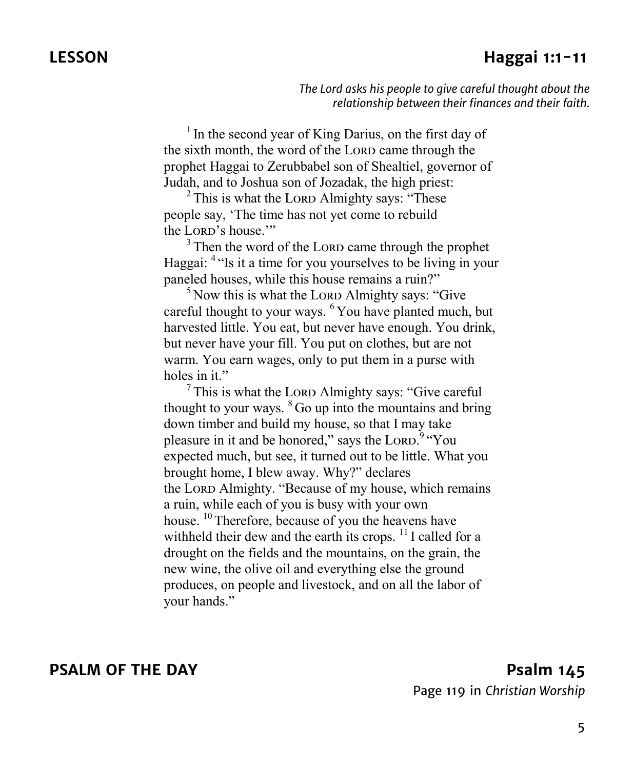## LESSON Haggai 1:1-11

*The Lord asks his people to give careful thought about the relationship between their finances and their faith.*

[1] In the second year of King Darius, on the first day of the sixth month, the word of the LORD came through the prophet Haggai to Zerubbabel son of Shealtiel, governor of Judah, and to Joshua son of Jozadak, the high priest:

[2] This is what the LORD Almighty says: "These people say, 'The time has not yet come to rebuild the LORD's house.'"

[3] Then the word of the LORD came through the prophet Haggai: [4] "Is it a time for you yourselves to be living in your paneled houses, while this house remains a ruin?"

[5] Now this is what the LORD Almighty says: "Give careful thought to your ways. [6] You have planted much, but harvested little. You eat, but never have enough. You drink, but never have your fill. You put on clothes, but are not warm. You earn wages, only to put them in a purse with holes in it."

[7] This is what the LORD Almighty says: "Give careful thought to your ways. [8] Go up into the mountains and bring down timber and build my house, so that I may take pleasure in it and be honored," says the LORD. [9] "You expected much, but see, it turned out to be little. What you brought home, I blew away. Why?" declares the LORD Almighty. "Because of my house, which remains a ruin, while each of you is busy with your own house. [10] Therefore, because of you the heavens have withheld their dew and the earth its crops. [11] I called for a drought on the fields and the mountains, on the grain, the new wine, the olive oil and everything else the ground produces, on people and livestock, and on all the labor of your hands."

## PSALM OF THE DAY Psalm 145

Page 119 in *Christian Worship*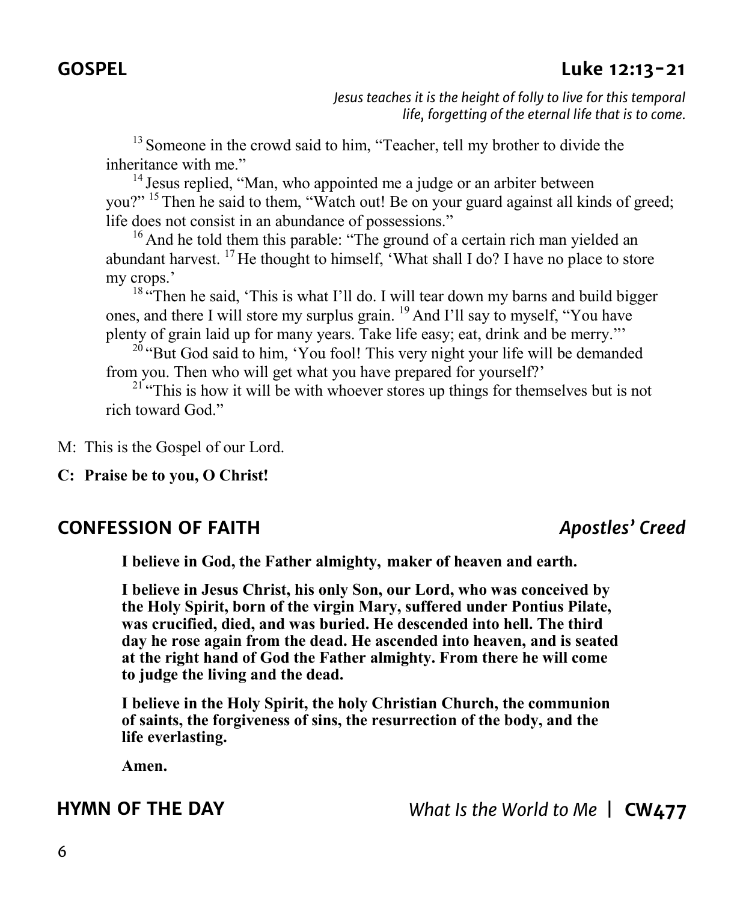## GOSPEL — Luke 12:13-21

*Jesus teaches it is the height of folly to live for this temporal life, forgetting of the eternal life that is to come.*

[13] Someone in the crowd said to him, "Teacher, tell my brother to divide the inheritance with me."

[14] Jesus replied, "Man, who appointed me a judge or an arbiter between you?" [15] Then he said to them, "Watch out! Be on your guard against all kinds of greed; life does not consist in an abundance of possessions."

[16] And he told them this parable: "The ground of a certain rich man yielded an abundant harvest. [17] He thought to himself, 'What shall I do? I have no place to store my crops.'

[18] "Then he said, 'This is what I'll do. I will tear down my barns and build bigger ones, and there I will store my surplus grain. [19] And I'll say to myself, "You have plenty of grain laid up for many years. Take life easy; eat, drink and be merry."'

[20] "But God said to him, 'You fool! This very night your life will be demanded from you. Then who will get what you have prepared for yourself?'

[21] "This is how it will be with whoever stores up things for themselves but is not rich toward God."

M: This is the Gospel of our Lord.

**C: Praise be to you, O Christ!**

## CONFESSION OF FAITH — *Apostles' Creed*

**I believe in God, the Father almighty, maker of heaven and earth.**

**I believe in Jesus Christ, his only Son, our Lord, who was conceived by the Holy Spirit, born of the virgin Mary, suffered under Pontius Pilate, was crucified, died, and was buried. He descended into hell. The third day he rose again from the dead. He ascended into heaven, and is seated at the right hand of God the Father almighty. From there he will come to judge the living and the dead.**

**I believe in the Holy Spirit, the holy Christian Church, the communion of saints, the forgiveness of sins, the resurrection of the body, and the life everlasting.**

**Amen.**

## HYMN OF THE DAY — *What Is the World to Me* | **CW477**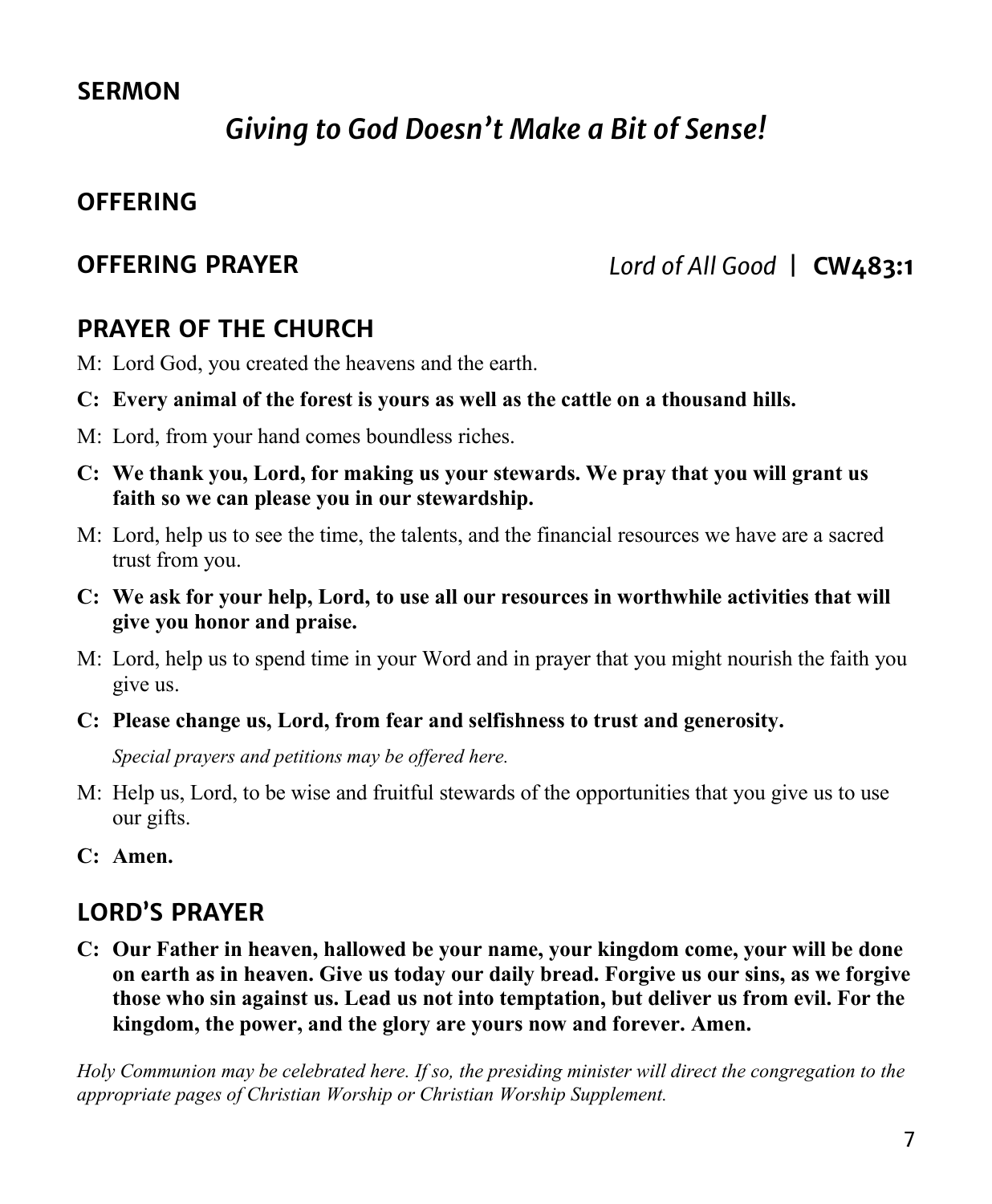## SERMON

### *Giving to God Doesn't Make a Bit of Sense!*

## OFFERING

## OFFERING PRAYER

*Lord of All Good* | **CW483:1**

## PRAYER OF THE CHURCH

M: Lord God, you created the heavens and the earth.

**C: Every animal of the forest is yours as well as the cattle on a thousand hills.**

M: Lord, from your hand comes boundless riches.

**C: We thank you, Lord, for making us your stewards. We pray that you will grant us faith so we can please you in our stewardship.**

M: Lord, help us to see the time, the talents, and the financial resources we have are a sacred trust from you.

**C: We ask for your help, Lord, to use all our resources in worthwhile activities that will give you honor and praise.**

M: Lord, help us to spend time in your Word and in prayer that you might nourish the faith you give us.

**C: Please change us, Lord, from fear and selfishness to trust and generosity.**

*Special prayers and petitions may be offered here.*

M: Help us, Lord, to be wise and fruitful stewards of the opportunities that you give us to use our gifts.

**C: Amen.**

## LORD'S PRAYER

**C: Our Father in heaven, hallowed be your name, your kingdom come, your will be done on earth as in heaven. Give us today our daily bread. Forgive us our sins, as we forgive those who sin against us. Lead us not into temptation, but deliver us from evil. For the kingdom, the power, and the glory are yours now and forever. Amen.**

*Holy Communion may be celebrated here. If so, the presiding minister will direct the congregation to the appropriate pages of Christian Worship or Christian Worship Supplement.*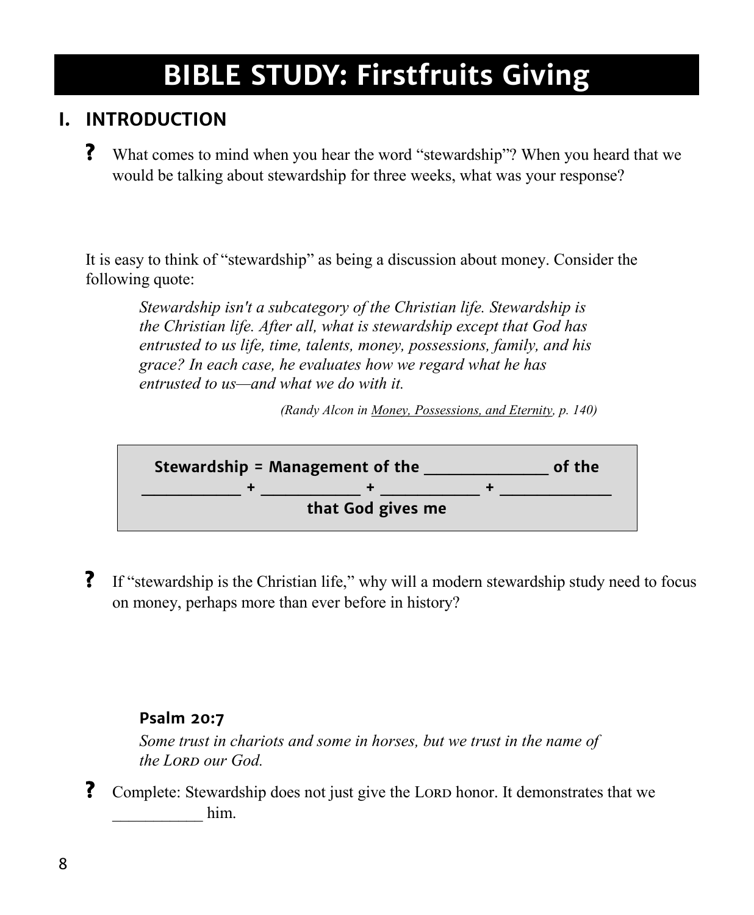# BIBLE STUDY: Firstfruits Giving

## I. INTRODUCTION

**?** What comes to mind when you hear the word "stewardship"? When you heard that we would be talking about stewardship for three weeks, what was your response?

It is easy to think of "stewardship" as being a discussion about money. Consider the following quote:

> *Stewardship isn't a subcategory of the Christian life. Stewardship is the Christian life. After all, what is stewardship except that God has entrusted to us life, time, talents, money, possessions, family, and his grace? In each case, he evaluates how we regard what he has entrusted to us—and what we do with it.*
>
> *(Randy Alcon in Money, Possessions, and Eternity, p. 140)*

**Stewardship = Management of the _______________ of the _____________ + _____________ + _____________ + ______________ that God gives me**

**?** If "stewardship is the Christian life," why will a modern stewardship study need to focus on money, perhaps more than ever before in history?

**Psalm 20:7**

*Some trust in chariots and some in horses, but we trust in the name of the LORD our God.*

**?** Complete: Stewardship does not just give the LORD honor. It demonstrates that we ___________ him.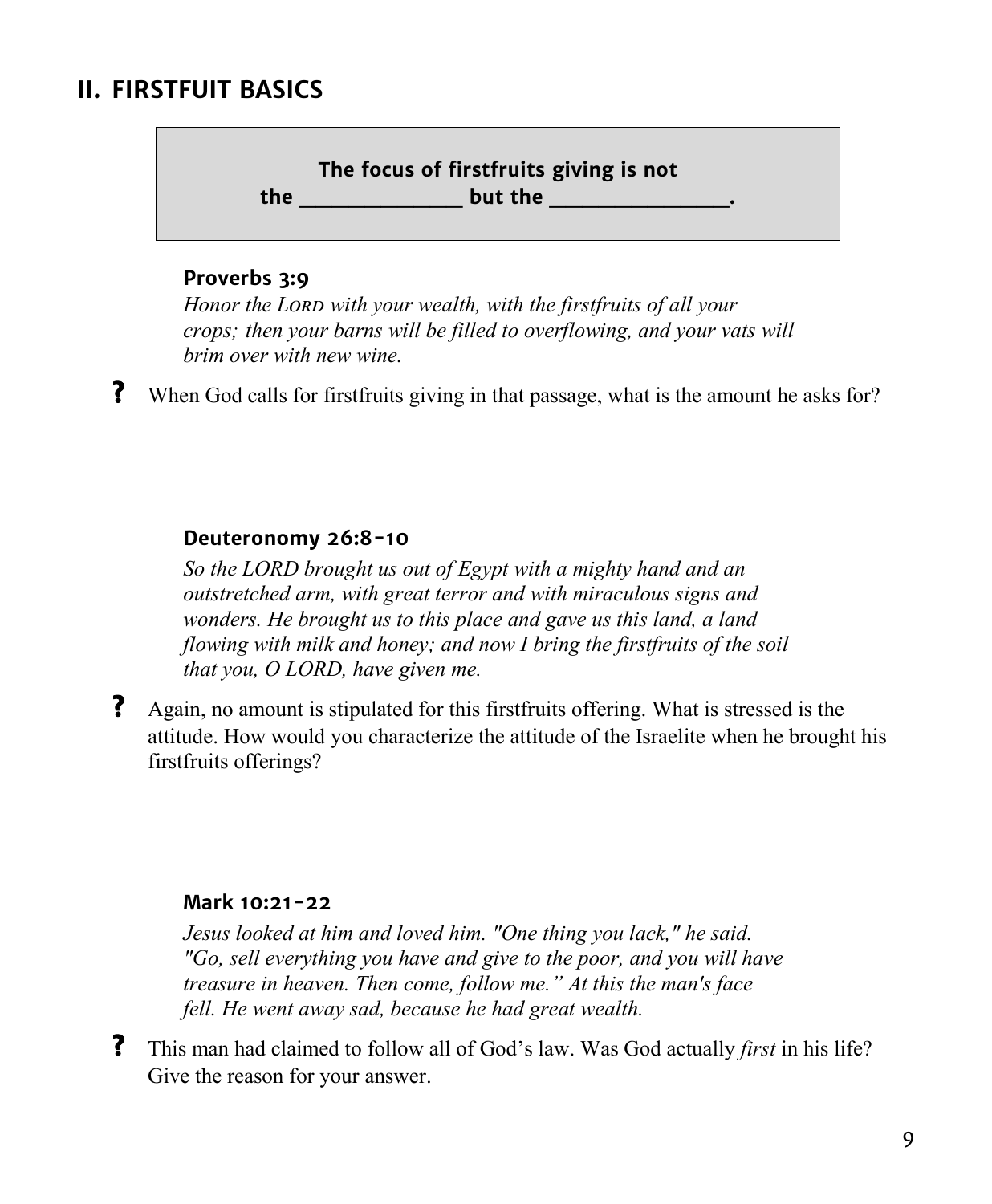## II. FIRSTFUIT BASICS

> **The focus of firstfruits giving is not the ______________ but the ________________.**

**Proverbs 3:9**

*Honor the LORD with your wealth, with the firstfruits of all your crops; then your barns will be filled to overflowing, and your vats will brim over with new wine.*

**?** When God calls for firstfruits giving in that passage, what is the amount he asks for?

**Deuteronomy 26:8-10**

*So the LORD brought us out of Egypt with a mighty hand and an outstretched arm, with great terror and with miraculous signs and wonders. He brought us to this place and gave us this land, a land flowing with milk and honey; and now I bring the firstfruits of the soil that you, O LORD, have given me.*

**?** Again, no amount is stipulated for this firstfruits offering. What is stressed is the attitude. How would you characterize the attitude of the Israelite when he brought his firstfruits offerings?

**Mark 10:21-22**

*Jesus looked at him and loved him. "One thing you lack," he said. "Go, sell everything you have and give to the poor, and you will have treasure in heaven. Then come, follow me." At this the man's face fell. He went away sad, because he had great wealth.*

**?** This man had claimed to follow all of God's law. Was God actually *first* in his life? Give the reason for your answer.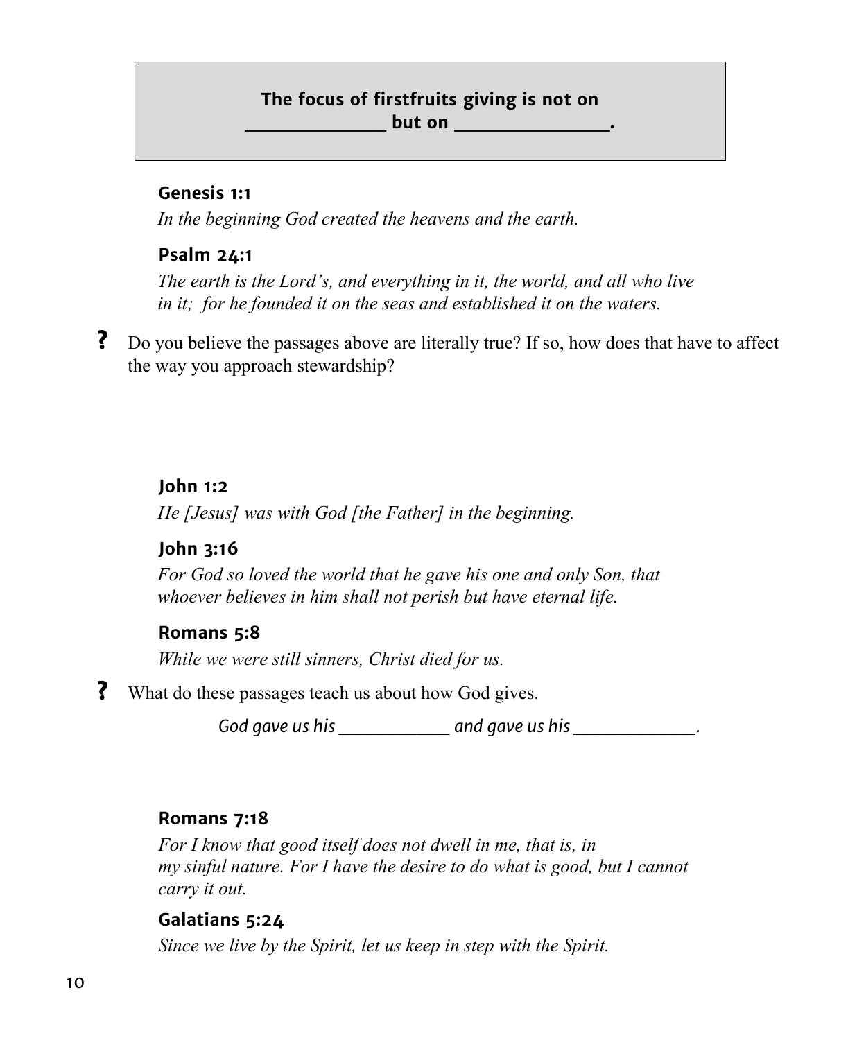**The focus of firstfruits giving is not on _______________ but on _________________.**

**Genesis 1:1**

*In the beginning God created the heavens and the earth.*

**Psalm 24:1**

*The earth is the Lord's, and everything in it, the world, and all who live in it; for he founded it on the seas and established it on the waters.*

**?** Do you believe the passages above are literally true? If so, how does that have to affect the way you approach stewardship?

**John 1:2**

*He [Jesus] was with God [the Father] in the beginning.*

**John 3:16**

*For God so loved the world that he gave his one and only Son, that whoever believes in him shall not perish but have eternal life.*

**Romans 5:8**

*While we were still sinners, Christ died for us.*

**?** What do these passages teach us about how God gives.

*God gave us his ____________ and gave us his _____________.*

**Romans 7:18**

*For I know that good itself does not dwell in me, that is, in my sinful nature. For I have the desire to do what is good, but I cannot carry it out.*

**Galatians 5:24**

*Since we live by the Spirit, let us keep in step with the Spirit.*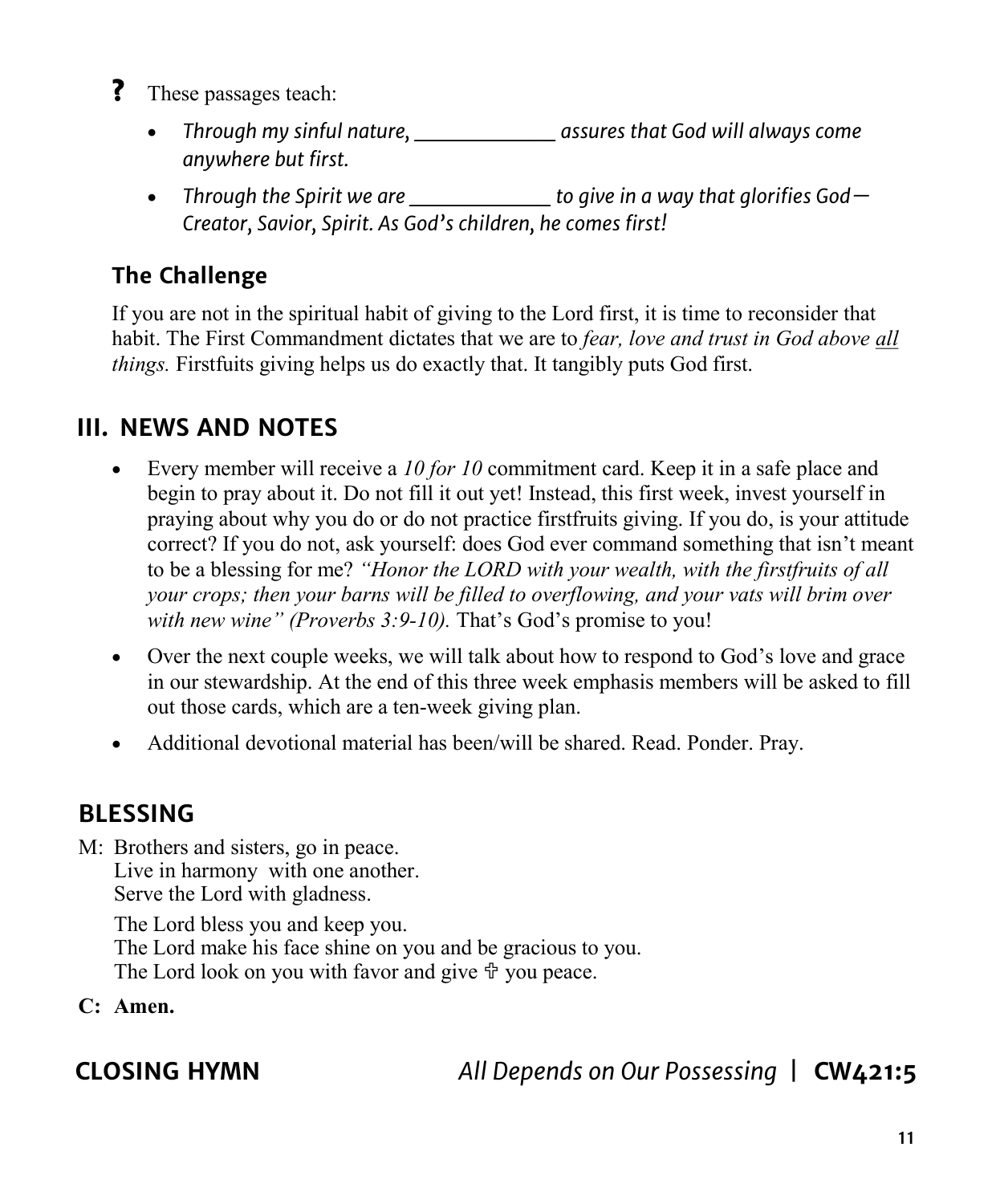**?** These passages teach:

- *Through my sinful nature, _____________ assures that God will always come anywhere but first.*
- *Through the Spirit we are _____________ to give in a way that glorifies God—Creator, Savior, Spirit. As God's children, he comes first!*

### The Challenge

If you are not in the spiritual habit of giving to the Lord first, it is time to reconsider that habit. The First Commandment dictates that we are to *fear, love and trust in God above all things.* Firstfuits giving helps us do exactly that. It tangibly puts God first.

## III. NEWS AND NOTES

- Every member will receive a *10 for 10* commitment card. Keep it in a safe place and begin to pray about it. Do not fill it out yet! Instead, this first week, invest yourself in praying about why you do or do not practice firstfruits giving. If you do, is your attitude correct? If you do not, ask yourself: does God ever command something that isn't meant to be a blessing for me? *"Honor the LORD with your wealth, with the firstfruits of all your crops; then your barns will be filled to overflowing, and your vats will brim over with new wine" (Proverbs 3:9-10).* That's God's promise to you!
- Over the next couple weeks, we will talk about how to respond to God's love and grace in our stewardship. At the end of this three week emphasis members will be asked to fill out those cards, which are a ten-week giving plan.
- Additional devotional material has been/will be shared. Read. Ponder. Pray.

## BLESSING

M: Brothers and sisters, go in peace.
Live in harmony with one another.
Serve the Lord with gladness.

The Lord bless you and keep you.
The Lord make his face shine on you and be gracious to you.
The Lord look on you with favor and give ✞ you peace.

**C: Amen.**

## CLOSING HYMN *All Depends on Our Possessing* | CW421:5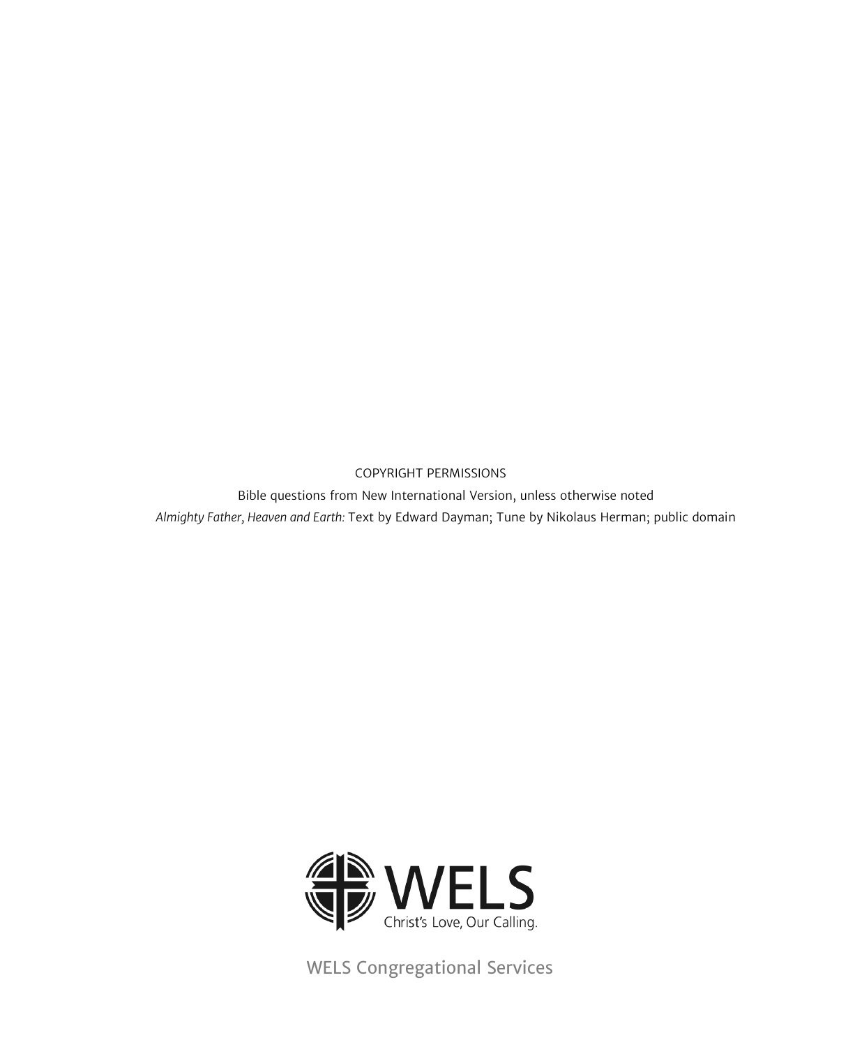COPYRIGHT PERMISSIONS

Bible questions from New International Version, unless otherwise noted

*Almighty Father, Heaven and Earth:* Text by Edward Dayman; Tune by Nikolaus Herman; public domain

WELS

Christ's Love, Our Calling.

WELS Congregational Services